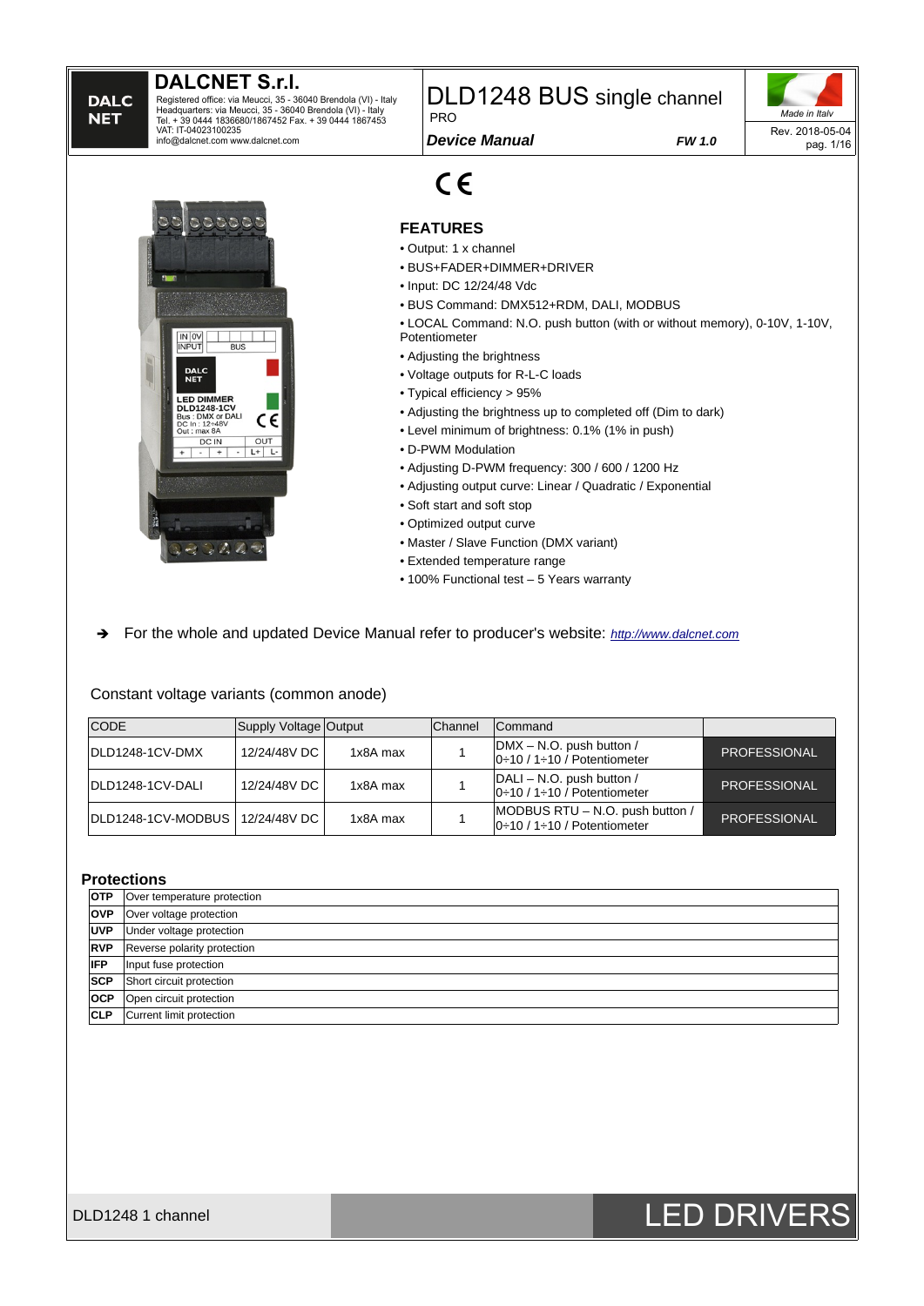**DALCNET S.r.l.**
Registered office: via Meucci, 35 - 36040 Brendola (VI) - Italy
Headquarters: via Meucci, 35 - 36040 Brendola (VI) - Italy
Tel. + 39 0444 1836680/1867452 Fax. + 39 0444 1867453
VAT: IT-04023100235
info@dalcnet.com www.dalcnet.com

# DLD1248 BUS single channel

PRO

***Device Manual*** ***FW 1.0***

*Made in Italy*

Rev. 2018-05-04

CE

## FEATURES

- Output: 1 x channel
- BUS+FADER+DIMMER+DRIVER
- Input: DC 12/24/48 Vdc
- BUS Command: DMX512+RDM, DALI, MODBUS
- LOCAL Command: N.O. push button (with or without memory), 0-10V, 1-10V, Potentiometer
- Adjusting the brightness
- Voltage outputs for R-L-C loads
- Typical efficiency > 95%
- Adjusting the brightness up to completed off (Dim to dark)
- Level minimum of brightness: 0.1% (1% in push)
- D-PWM Modulation
- Adjusting D-PWM frequency: 300 / 600 / 1200 Hz
- Adjusting output curve: Linear / Quadratic / Exponential
- Soft start and soft stop
- Optimized output curve
- Master / Slave Function (DMX variant)
- Extended temperature range
- 100% Functional test – 5 Years warranty

➔ For the whole and updated Device Manual refer to producer's website: *http://www.dalcnet.com*

Constant voltage variants (common anode)

| CODE | Supply Voltage | Output | Channel | Command | |
|---|---|---|---|---|---|
| DLD1248-1CV-DMX | 12/24/48V DC | 1x8A max | 1 | DMX – N.O. push button / 0÷10 / 1÷10 / Potentiometer | PROFESSIONAL |
| DLD1248-1CV-DALI | 12/24/48V DC | 1x8A max | 1 | DALI – N.O. push button / 0÷10 / 1÷10 / Potentiometer | PROFESSIONAL |
| DLD1248-1CV-MODBUS | 12/24/48V DC | 1x8A max | 1 | MODBUS RTU – N.O. push button / 0÷10 / 1÷10 / Potentiometer | PROFESSIONAL |

## Protections

| | |
|---|---|
| **OTP** | Over temperature protection |
| **OVP** | Over voltage protection |
| **UVP** | Under voltage protection |
| **RVP** | Reverse polarity protection |
| **IFP** | Input fuse protection |
| **SCP** | Short circuit protection |
| **OCP** | Open circuit protection |
| **CLP** | Current limit protection |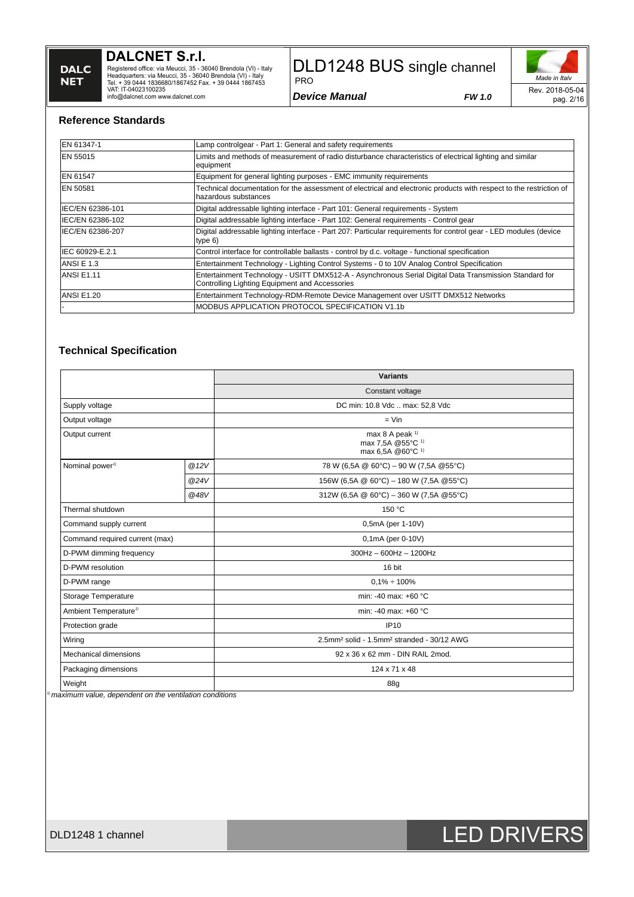## Reference Standards

| | |
|---|---|
| EN 61347-1 | Lamp controlgear - Part 1: General and safety requirements |
| EN 55015 | Limits and methods of measurement of radio disturbance characteristics of electrical lighting and similar equipment |
| EN 61547 | Equipment for general lighting purposes - EMC immunity requirements |
| EN 50581 | Technical documentation for the assessment of electrical and electronic products with respect to the restriction of hazardous substances |
| IEC/EN 62386-101 | Digital addressable lighting interface - Part 101: General requirements - System |
| IEC/EN 62386-102 | Digital addressable lighting interface - Part 102: General requirements - Control gear |
| IEC/EN 62386-207 | Digital addressable lighting interface - Part 207: Particular requirements for control gear - LED modules (device type 6) |
| IEC 60929-E.2.1 | Control interface for controllable ballasts - control by d.c. voltage - functional specification |
| ANSI E 1.3 | Entertainment Technology - Lighting Control Systems - 0 to 10V Analog Control Specification |
| ANSI E1.11 | Entertainment Technology - USITT DMX512-A - Asynchronous Serial Digital Data Transmission Standard for Controlling Lighting Equipment and Accessories |
| ANSI E1.20 | Entertainment Technology-RDM-Remote Device Management over USITT DMX512 Networks |
| - | MODBUS APPLICATION PROTOCOL SPECIFICATION V1.1b |

## Technical Specification

| | | Variants |
|---|---|---|
| | | Constant voltage |
| Supply voltage | | DC min: 10.8 Vdc .. max: 52,8 Vdc |
| Output voltage | | = Vin |
| Output current | | max 8 A peak [1)]<br>max 7,5A @55°C [1)]<br>max 6,5A @60°C [1)] |
| Nominal power[1)] | @12V | 78 W (6,5A @ 60°C) – 90 W (7,5A @55°C) |
| | @24V | 156W (6,5A @ 60°C) – 180 W (7,5A @55°C) |
| | @48V | 312W (6,5A @ 60°C) – 360 W (7,5A @55°C) |
| Thermal shutdown | | 150 °C |
| Command supply current | | 0,5mA (per 1-10V) |
| Command required current (max) | | 0,1mA (per 0-10V) |
| D-PWM dimming frequency | | 300Hz – 600Hz – 1200Hz |
| D-PWM resolution | | 16 bit |
| D-PWM range | | 0,1% ÷ 100% |
| Storage Temperature | | min: -40 max: +60 °C |
| Ambient Temperature[1)] | | min: -40 max: +60 °C |
| Protection grade | | IP10 |
| Wiring | | 2.5mm² solid - 1.5mm² stranded - 30/12 AWG |
| Mechanical dimensions | | 92 x 36 x 62 mm - DIN RAIL 2mod. |
| Packaging dimensions | | 124 x 71 x 48 |
| Weight | | 88g |

[1)] *maximum value, dependent on the ventilation conditions*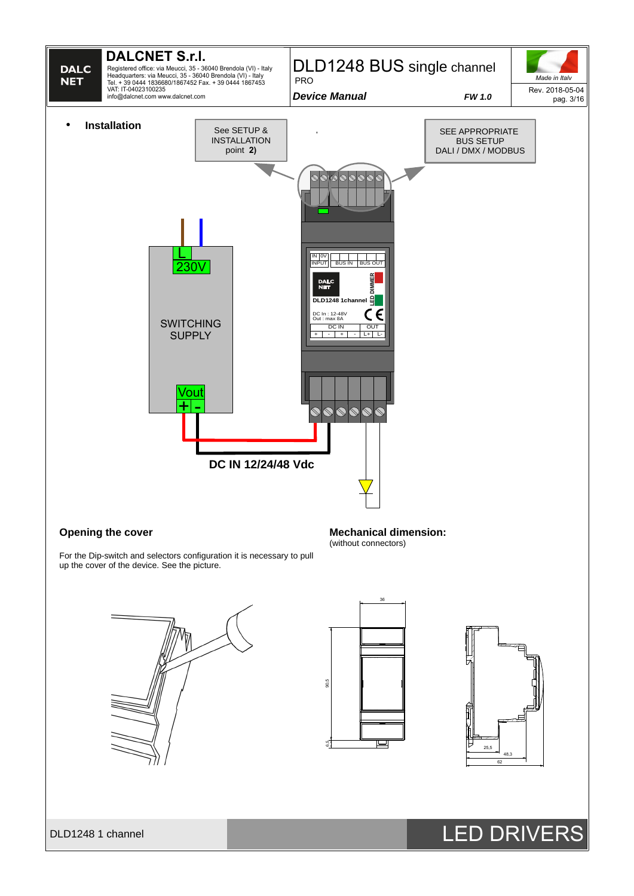- **Installation**

See SETUP & INSTALLATION point **2)**

SEE APPROPRIATE BUS SETUP DALI / DMX / MODBUS

L
230V

SWITCHING SUPPLY

Vout
+ -

IN 0V INPUT | BUS IN | BUS OUT

DLD1248 1channel

LED DIMMER

DC In : 12-48V
Out : max 8A

DC IN | OUT
+ - + - | L+ L-

**DC IN 12/24/48 Vdc**

**Opening the cover**

For the Dip-switch and selectors configuration it is necessary to pull up the cover of the device. See the picture.

**Mechanical dimension:**
(without connectors)

36

90,5

6,5

25,5

48,3

62

DLD1248 1 channel

LED DRIVERS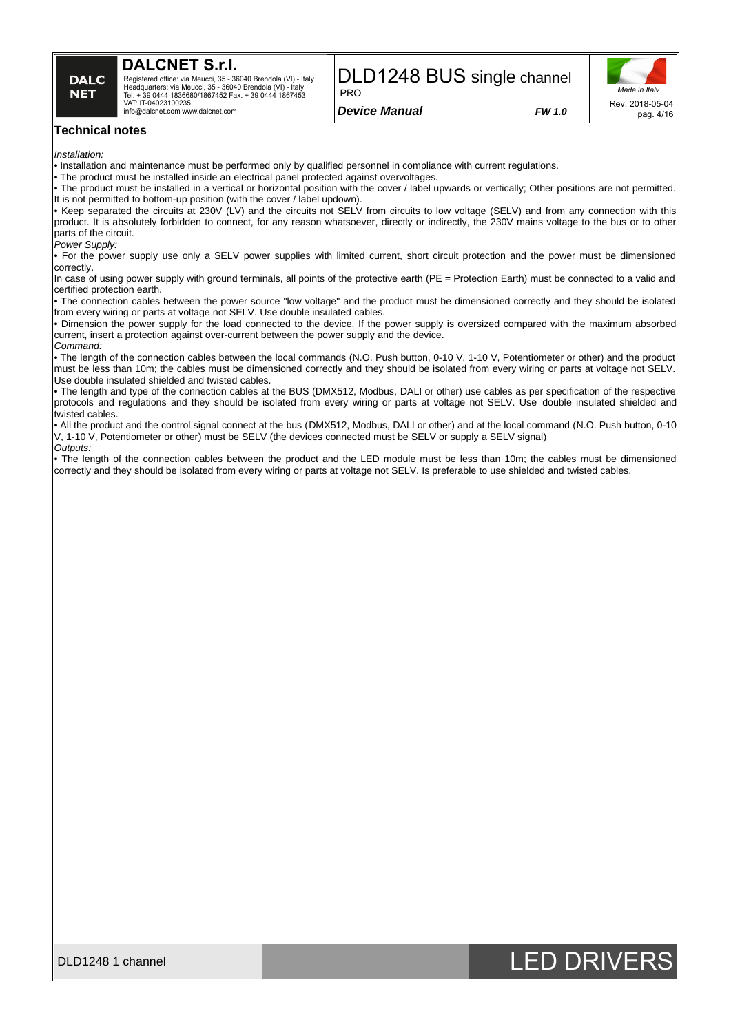## Technical notes

*Installation:*

• Installation and maintenance must be performed only by qualified personnel in compliance with current regulations.
• The product must be installed inside an electrical panel protected against overvoltages.
• The product must be installed in a vertical or horizontal position with the cover / label upwards or vertically; Other positions are not permitted. It is not permitted to bottom-up position (with the cover / label updown).
• Keep separated the circuits at 230V (LV) and the circuits not SELV from circuits to low voltage (SELV) and from any connection with this product. It is absolutely forbidden to connect, for any reason whatsoever, directly or indirectly, the 230V mains voltage to the bus or to other parts of the circuit.

*Power Supply:*

• For the power supply use only a SELV power supplies with limited current, short circuit protection and the power must be dimensioned correctly.
In case of using power supply with ground terminals, all points of the protective earth (PE = Protection Earth) must be connected to a valid and certified protection earth.
• The connection cables between the power source "low voltage" and the product must be dimensioned correctly and they should be isolated from every wiring or parts at voltage not SELV. Use double insulated cables.
• Dimension the power supply for the load connected to the device. If the power supply is oversized compared with the maximum absorbed current, insert a protection against over-current between the power supply and the device.

*Command:*

• The length of the connection cables between the local commands (N.O. Push button, 0-10 V, 1-10 V, Potentiometer or other) and the product must be less than 10m; the cables must be dimensioned correctly and they should be isolated from every wiring or parts at voltage not SELV. Use double insulated shielded and twisted cables.
• The length and type of the connection cables at the BUS (DMX512, Modbus, DALI or other) use cables as per specification of the respective protocols and regulations and they should be isolated from every wiring or parts at voltage not SELV. Use double insulated shielded and twisted cables.
• All the product and the control signal connect at the bus (DMX512, Modbus, DALI or other) and at the local command (N.O. Push button, 0-10 V, 1-10 V, Potentiometer or other) must be SELV (the devices connected must be SELV or supply a SELV signal)

*Outputs:*

• The length of the connection cables between the product and the LED module must be less than 10m; the cables must be dimensioned correctly and they should be isolated from every wiring or parts at voltage not SELV. Is preferable to use shielded and twisted cables.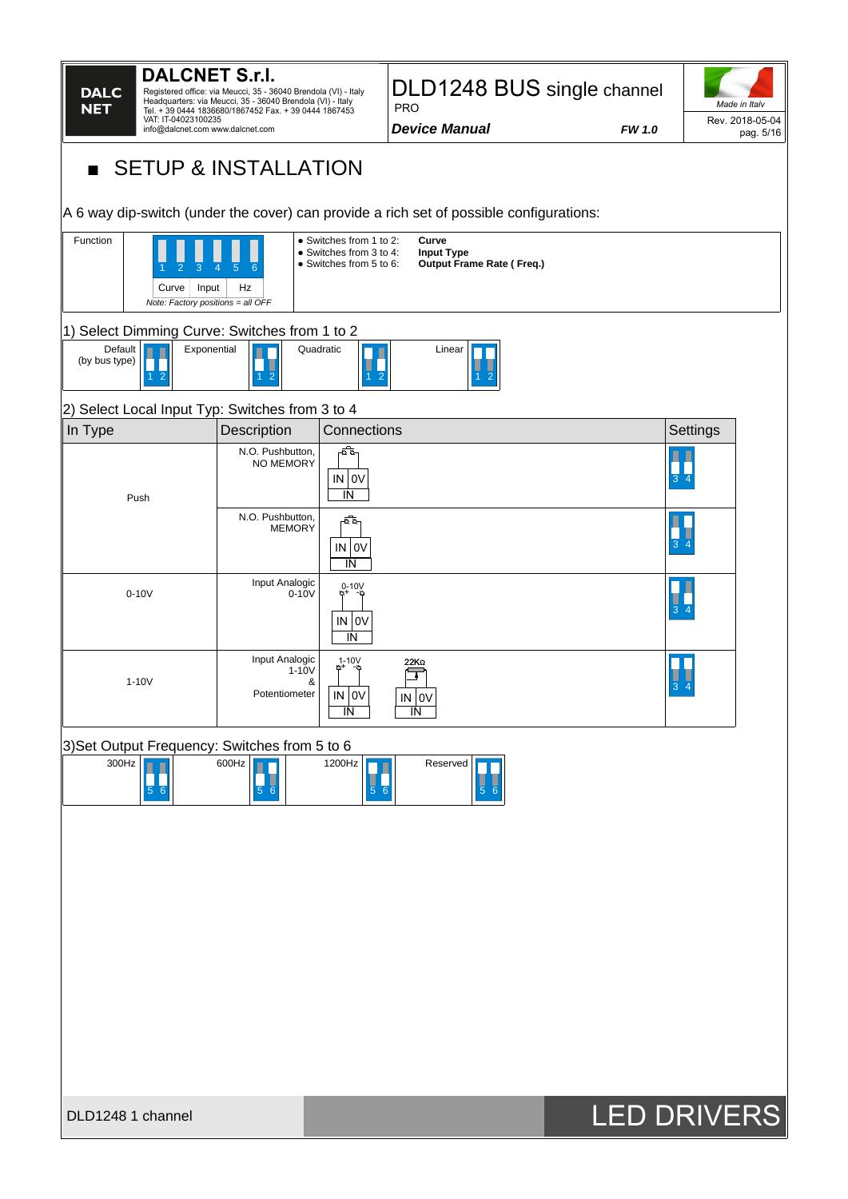# ■ SETUP & INSTALLATION

A 6 way dip-switch (under the cover) can provide a rich set of possible configurations:

| Function | 1 2 3 4 5 6 — Curve / Input / Hz<br>*Note: Factory positions = all OFF* | • Switches from 1 to 2: **Curve**<br>• Switches from 3 to 4: **Input Type**<br>• Switches from 5 to 6: **Output Frame Rate ( Freq.)** |
|---|---|---|

## 1) Select Dimming Curve: Switches from 1 to 2

| Default (by bus type) | Exponential | Quadratic | Linear |
|---|---|---|---|
| 1 2 | 1 2 | 1 2 | 1 2 |

## 2) Select Local Input Typ: Switches from 3 to 4

| In Type | Description | Connections | Settings |
|---|---|---|---|
| Push | N.O. Pushbutton, NO MEMORY | IN \| 0V — IN | 3 4 |
| | N.O. Pushbutton, MEMORY | IN \| 0V — IN | 3 4 |
| 0-10V | Input Analogic 0-10V | 0-10V — IN \| 0V — IN | 3 4 |
| 1-10V | Input Analogic 1-10V & Potentiometer | 1-10V — IN \| 0V — IN; 22KΩ — IN \| 0V — IN | 3 4 |

## 3)Set Output Frequency: Switches from 5 to 6

| 300Hz | 600Hz | 1200Hz | Reserved |
|---|---|---|---|
| 5 6 | 5 6 | 5 6 | 5 6 |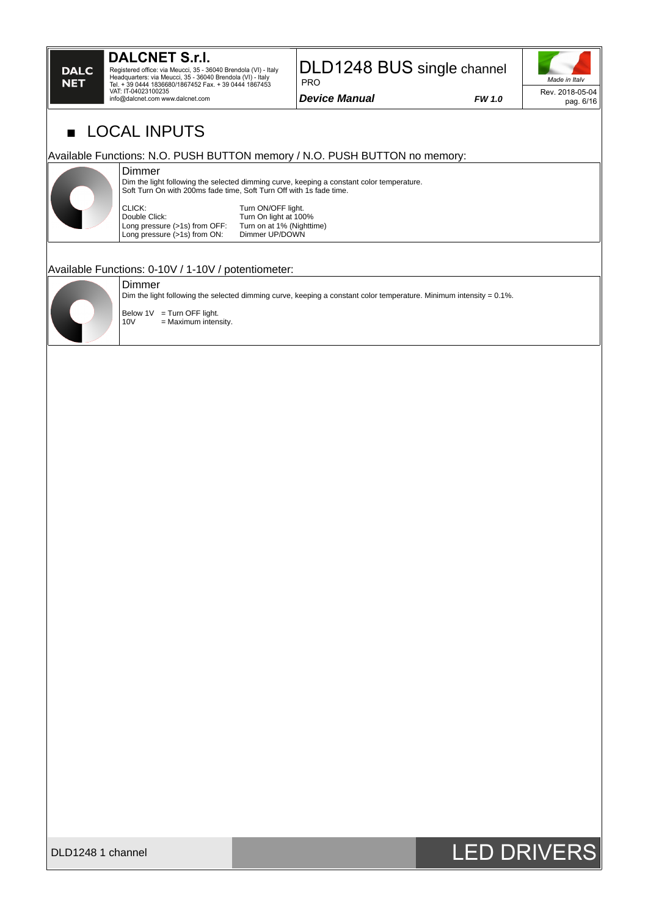# LOCAL INPUTS

## Available Functions: N.O. PUSH BUTTON memory / N.O. PUSH BUTTON no memory:

### Dimmer

Dim the light following the selected dimming curve, keeping a constant color temperature.
Soft Turn On with 200ms fade time, Soft Turn Off with 1s fade time.

| | |
|---|---|
| CLICK: | Turn ON/OFF light. |
| Double Click: | Turn On light at 100% |
| Long pressure (>1s) from OFF: | Turn on at 1% (Nighttime) |
| Long pressure (>1s) from ON: | Dimmer UP/DOWN |

## Available Functions: 0-10V / 1-10V / potentiometer:

### Dimmer

Dim the light following the selected dimming curve, keeping a constant color temperature. Minimum intensity = 0.1%.

| | |
|---|---|
| Below 1V | = Turn OFF light. |
| 10V | = Maximum intensity. |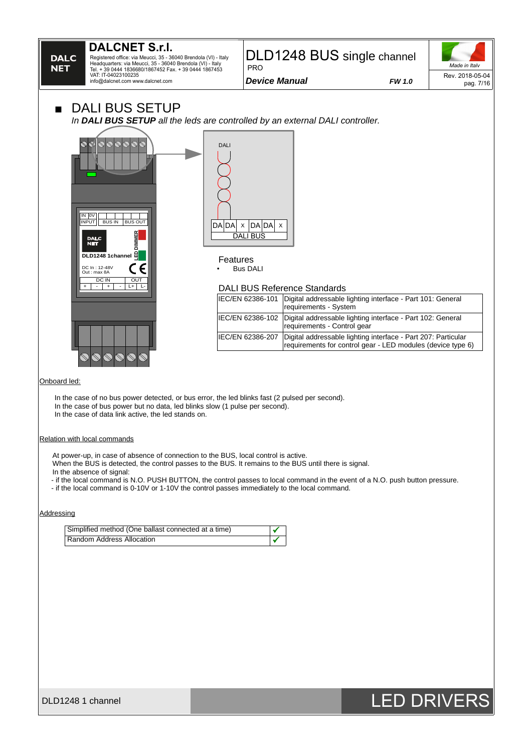# ■ DALI BUS SETUP

*In **DALI BUS SETUP** all the leds are controlled by an external DALI controller.*

DALI

| DA | DA | x | DA | DA | x |
|---|---|---|---|---|---|
| DALI BUS | | | | | |

Features

- Bus DALI

DALI BUS Reference Standards

| IEC/EN 62386-101 | Digital addressable lighting interface - Part 101: General requirements - System |
|---|---|
| IEC/EN 62386-102 | Digital addressable lighting interface - Part 102: General requirements - Control gear |
| IEC/EN 62386-207 | Digital addressable lighting interface - Part 207: Particular requirements for control gear - LED modules (device type 6) |

Onboard led:

In the case of no bus power detected, or bus error, the led blinks fast (2 pulsed per second).
In the case of bus power but no data, led blinks slow (1 pulse per second).
In the case of data link active, the led stands on.

Relation with local commands

At power-up, in case of absence of connection to the BUS, local control is active.
When the BUS is detected, the control passes to the BUS. It remains to the BUS until there is signal.
In the absence of signal:
- if the local command is N.O. PUSH BUTTON, the control passes to local command in the event of a N.O. push button pressure.
- if the local command is 0-10V or 1-10V the control passes immediately to the local command.

Addressing

| Simplified method (One ballast connected at a time) | ✔ |
|---|---|
| Random Address Allocation | ✔ |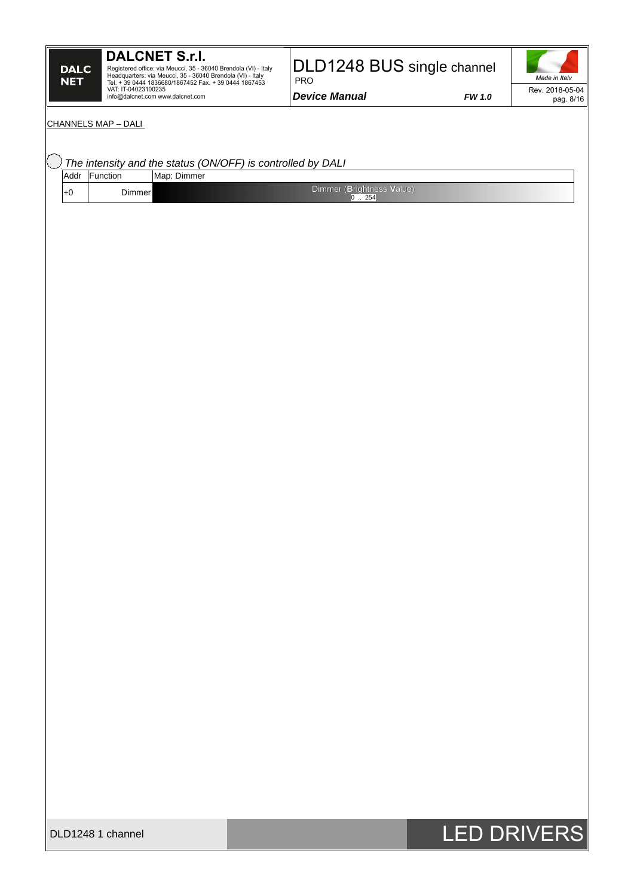CHANNELS MAP – DALI

*The intensity and the status (ON/OFF) is controlled by DALI*

| Addr | Function | Map: Dimmer |
|---|---|---|
| +0 | Dimmer | Dimmer (Brightness Value) 0 .. 254 |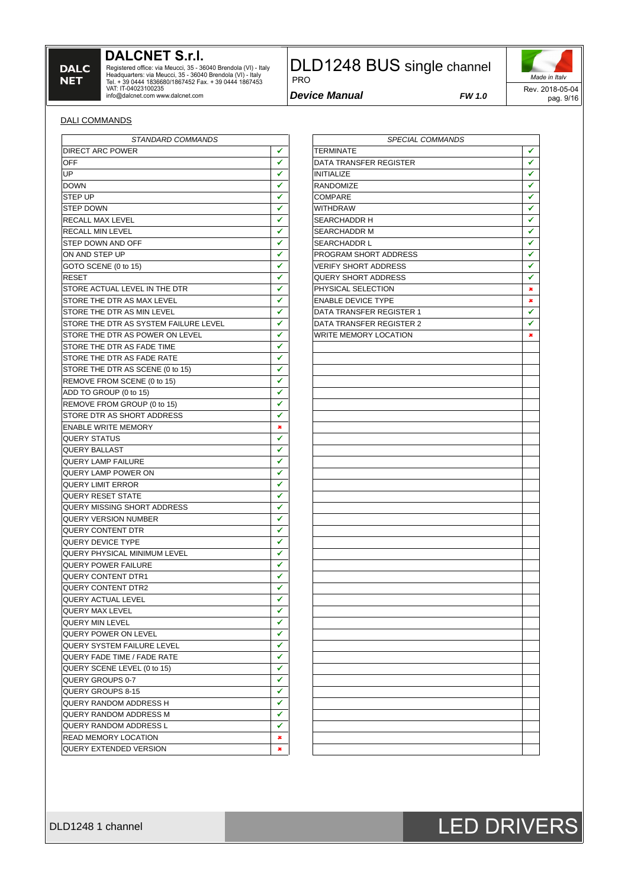## DALI COMMANDS

| STANDARD COMMANDS | |
|---|---|
| DIRECT ARC POWER | ✔ |
| OFF | ✔ |
| UP | ✔ |
| DOWN | ✔ |
| STEP UP | ✔ |
| STEP DOWN | ✔ |
| RECALL MAX LEVEL | ✔ |
| RECALL MIN LEVEL | ✔ |
| STEP DOWN AND OFF | ✔ |
| ON AND STEP UP | ✔ |
| GOTO SCENE (0 to 15) | ✔ |
| RESET | ✔ |
| STORE ACTUAL LEVEL IN THE DTR | ✔ |
| STORE THE DTR AS MAX LEVEL | ✔ |
| STORE THE DTR AS MIN LEVEL | ✔ |
| STORE THE DTR AS SYSTEM FAILURE LEVEL | ✔ |
| STORE THE DTR AS POWER ON LEVEL | ✔ |
| STORE THE DTR AS FADE TIME | ✔ |
| STORE THE DTR AS FADE RATE | ✔ |
| STORE THE DTR AS SCENE (0 to 15) | ✔ |
| REMOVE FROM SCENE (0 to 15) | ✔ |
| ADD TO GROUP (0 to 15) | ✔ |
| REMOVE FROM GROUP (0 to 15) | ✔ |
| STORE DTR AS SHORT ADDRESS | ✔ |
| ENABLE WRITE MEMORY | ✖ |
| QUERY STATUS | ✔ |
| QUERY BALLAST | ✔ |
| QUERY LAMP FAILURE | ✔ |
| QUERY LAMP POWER ON | ✔ |
| QUERY LIMIT ERROR | ✔ |
| QUERY RESET STATE | ✔ |
| QUERY MISSING SHORT ADDRESS | ✔ |
| QUERY VERSION NUMBER | ✔ |
| QUERY CONTENT DTR | ✔ |
| QUERY DEVICE TYPE | ✔ |
| QUERY PHYSICAL MINIMUM LEVEL | ✔ |
| QUERY POWER FAILURE | ✔ |
| QUERY CONTENT DTR1 | ✔ |
| QUERY CONTENT DTR2 | ✔ |
| QUERY ACTUAL LEVEL | ✔ |
| QUERY MAX LEVEL | ✔ |
| QUERY MIN LEVEL | ✔ |
| QUERY POWER ON LEVEL | ✔ |
| QUERY SYSTEM FAILURE LEVEL | ✔ |
| QUERY FADE TIME / FADE RATE | ✔ |
| QUERY SCENE LEVEL (0 to 15) | ✔ |
| QUERY GROUPS 0-7 | ✔ |
| QUERY GROUPS 8-15 | ✔ |
| QUERY RANDOM ADDRESS H | ✔ |
| QUERY RANDOM ADDRESS M | ✔ |
| QUERY RANDOM ADDRESS L | ✔ |
| READ MEMORY LOCATION | ✖ |
| QUERY EXTENDED VERSION | ✖ |

| SPECIAL COMMANDS | |
|---|---|
| TERMINATE | ✔ |
| DATA TRANSFER REGISTER | ✔ |
| INITIALIZE | ✔ |
| RANDOMIZE | ✔ |
| COMPARE | ✔ |
| WITHDRAW | ✔ |
| SEARCHADDR H | ✔ |
| SEARCHADDR M | ✔ |
| SEARCHADDR L | ✔ |
| PROGRAM SHORT ADDRESS | ✔ |
| VERIFY SHORT ADDRESS | ✔ |
| QUERY SHORT ADDRESS | ✔ |
| PHYSICAL SELECTION | ✖ |
| ENABLE DEVICE TYPE | ✖ |
| DATA TRANSFER REGISTER 1 | ✔ |
| DATA TRANSFER REGISTER 2 | ✔ |
| WRITE MEMORY LOCATION | ✖ |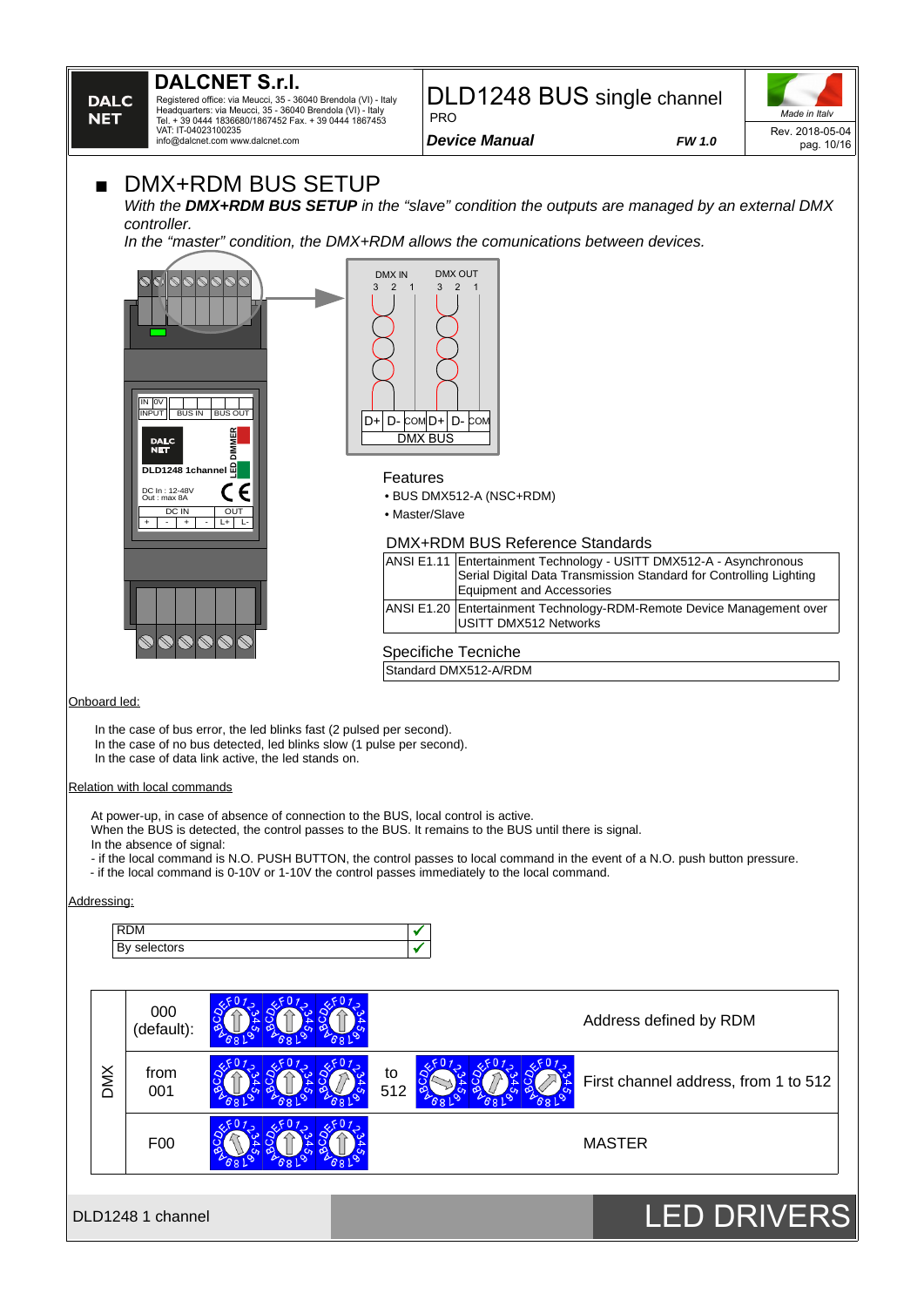# DMX+RDM BUS SETUP

*With the **DMX+RDM BUS SETUP** in the “slave” condition the outputs are managed by an external DMX controller.*
*In the “master” condition, the DMX+RDM allows the comunications between devices.*

### Features

- BUS DMX512-A (NSC+RDM)
- Master/Slave

### DMX+RDM BUS Reference Standards

| | |
|---|---|
| ANSI E1.11 | Entertainment Technology - USITT DMX512-A - Asynchronous Serial Digital Data Transmission Standard for Controlling Lighting Equipment and Accessories |
| ANSI E1.20 | Entertainment Technology-RDM-Remote Device Management over USITT DMX512 Networks |

### Specifiche Tecniche

| |
|---|
| Standard DMX512-A/RDM |

Onboard led:

In the case of bus error, the led blinks fast (2 pulsed per second).
In the case of no bus detected, led blinks slow (1 pulse per second).
In the case of data link active, the led stands on.

Relation with local commands

At power-up, in case of absence of connection to the BUS, local control is active.
When the BUS is detected, the control passes to the BUS. It remains to the BUS until there is signal.
In the absence of signal:
- if the local command is N.O. PUSH BUTTON, the control passes to local command in the event of a N.O. push button pressure.
- if the local command is 0-10V or 1-10V the control passes immediately to the local command.

Addressing:

| | |
|---|---|
| RDM | ✔ |
| By selectors | ✔ |

| | | |
|---|---|---|
| DMX | 000 (default): | Address defined by RDM |
| | from 001 to 512 | First channel address, from 1 to 512 |
| | F00 | MASTER |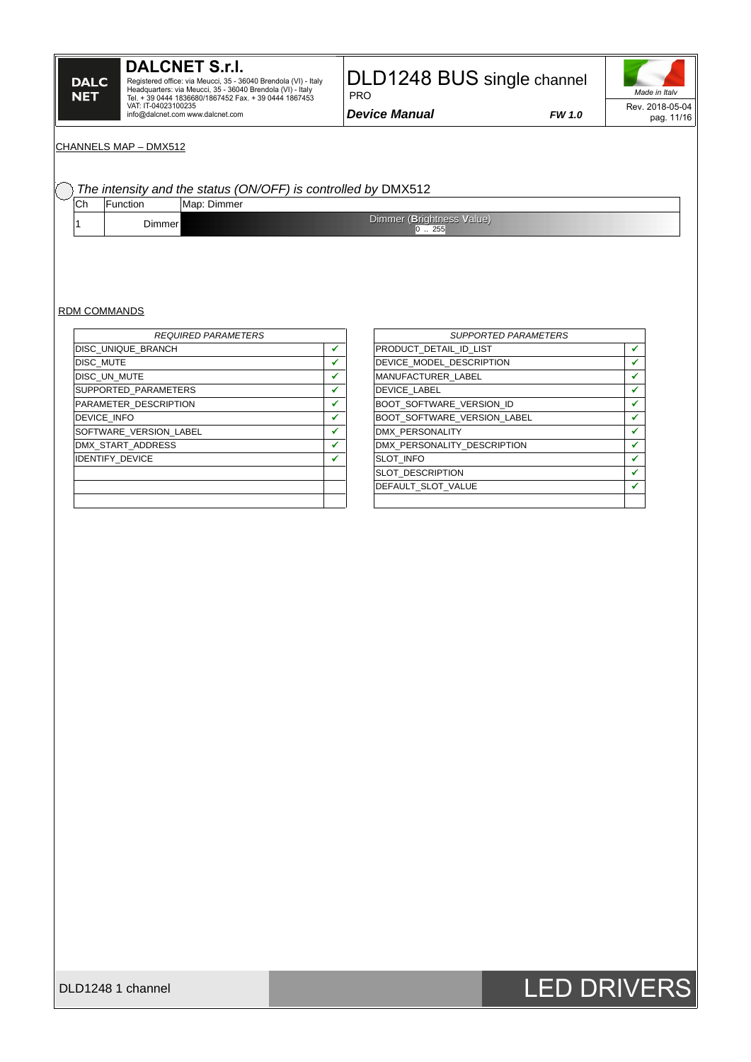## CHANNELS MAP – DMX512

*The intensity and the status (ON/OFF) is controlled by* DMX512

| Ch | Function | Map: Dimmer |
|---|---|---|
| 1 | Dimmer | Dimmer (Brightness Value) 0 .. 255 |

## RDM COMMANDS

| REQUIRED PARAMETERS | |
|---|---|
| DISC_UNIQUE_BRANCH | ✔ |
| DISC_MUTE | ✔ |
| DISC_UN_MUTE | ✔ |
| SUPPORTED_PARAMETERS | ✔ |
| PARAMETER_DESCRIPTION | ✔ |
| DEVICE_INFO | ✔ |
| SOFTWARE_VERSION_LABEL | ✔ |
| DMX_START_ADDRESS | ✔ |
| IDENTIFY_DEVICE | ✔ |
| | |
| | |
| | |

| SUPPORTED PARAMETERS | |
|---|---|
| PRODUCT_DETAIL_ID_LIST | ✔ |
| DEVICE_MODEL_DESCRIPTION | ✔ |
| MANUFACTURER_LABEL | ✔ |
| DEVICE_LABEL | ✔ |
| BOOT_SOFTWARE_VERSION_ID | ✔ |
| BOOT_SOFTWARE_VERSION_LABEL | ✔ |
| DMX_PERSONALITY | ✔ |
| DMX_PERSONALITY_DESCRIPTION | ✔ |
| SLOT_INFO | ✔ |
| SLOT_DESCRIPTION | ✔ |
| DEFAULT_SLOT_VALUE | ✔ |
| | |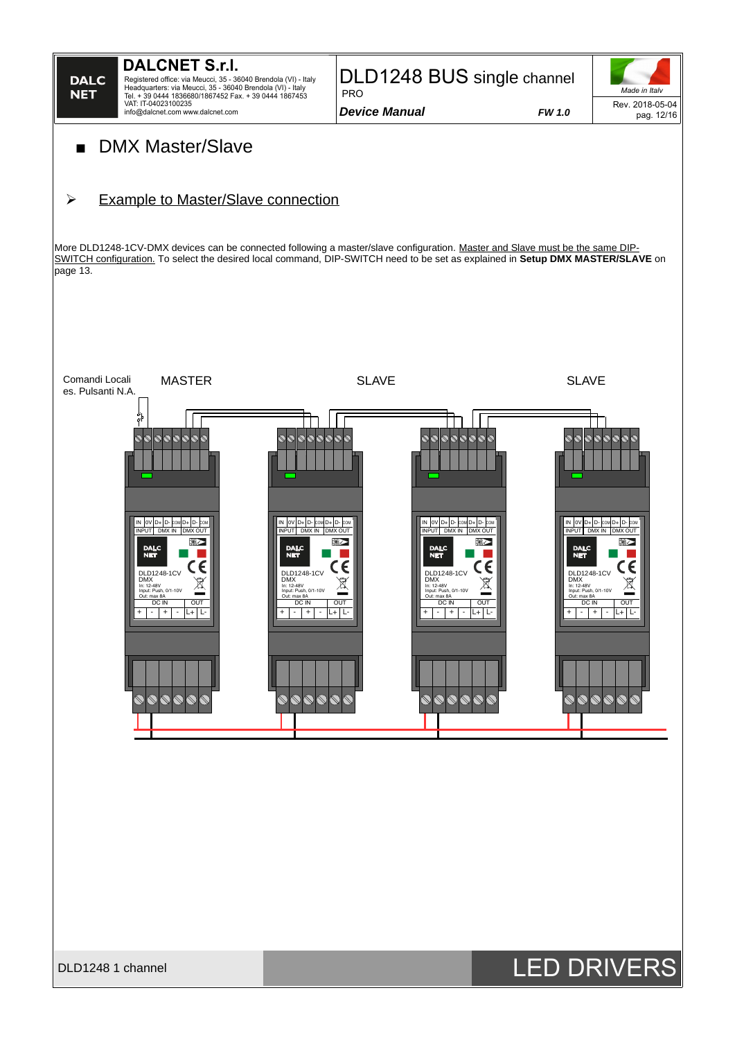# DMX Master/Slave

## Example to Master/Slave connection

More DLD1248-1CV-DMX devices can be connected following a master/slave configuration. Master and Slave must be the same DIP-SWITCH configuration. To select the desired local command, DIP-SWITCH need to be set as explained in **Setup DMX MASTER/SLAVE** on page 13.

Comandi Locali
es. Pulsanti N.A.

MASTER SLAVE SLAVE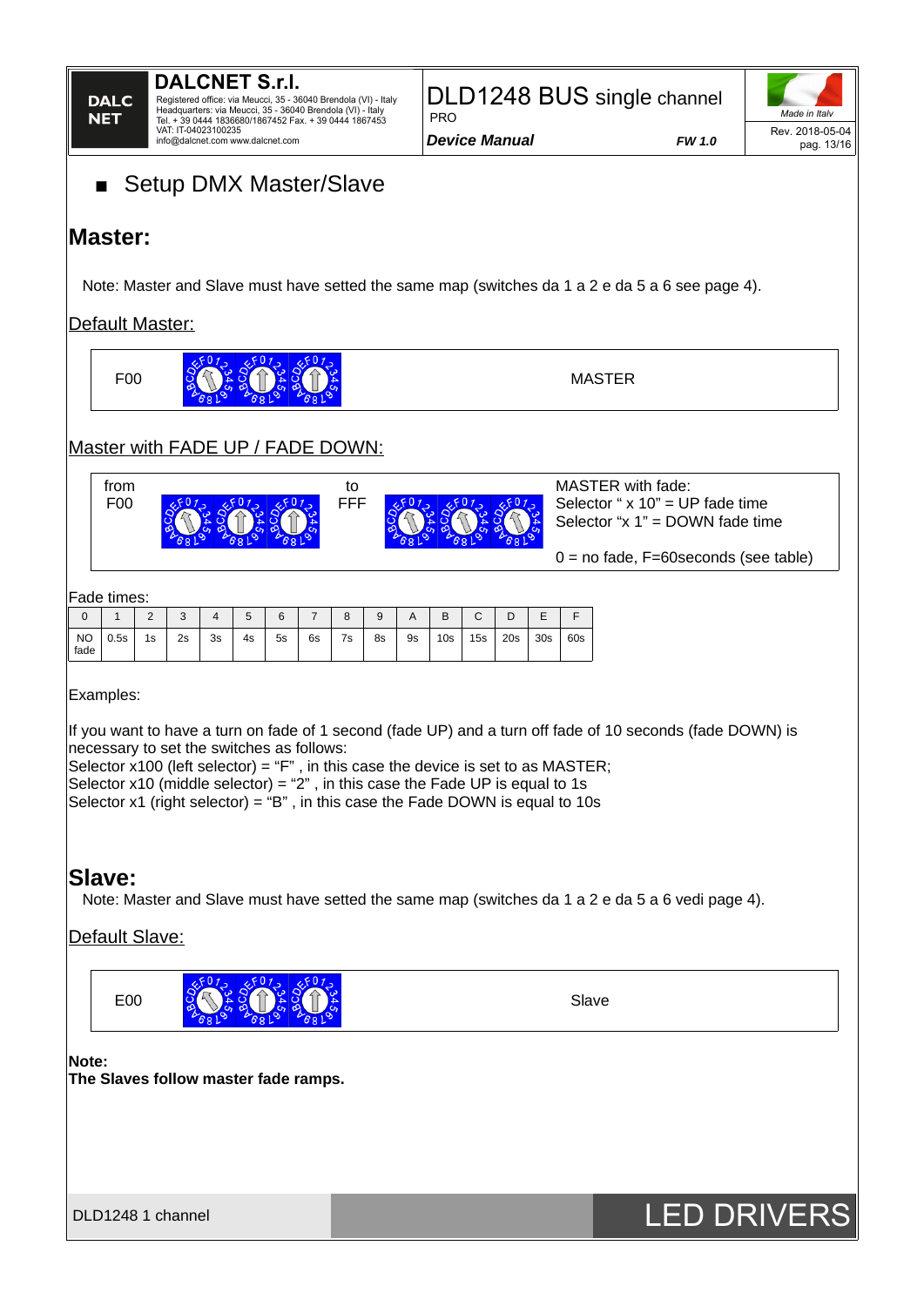- Setup DMX Master/Slave

## Master:

Note: Master and Slave must have setted the same map (switches da 1 a 2 e da 5 a 6 see page 4).

### Default Master:

| F00 | | MASTER |
|---|---|---|

### Master with FADE UP / FADE DOWN:

| from F00 | | to FFF | | MASTER with fade: Selector " x 10" = UP fade time Selector "x 1" = DOWN fade time 0 = no fade, F=60seconds (see table) |
|---|---|---|---|---|

Fade times:

| 0 | 1 | 2 | 3 | 4 | 5 | 6 | 7 | 8 | 9 | A | B | C | D | E | F |
|---|---|---|---|---|---|---|---|---|---|---|---|---|---|---|---|
| NO fade | 0.5s | 1s | 2s | 3s | 4s | 5s | 6s | 7s | 8s | 9s | 10s | 15s | 20s | 30s | 60s |

Examples:

If you want to have a turn on fade of 1 second (fade UP) and a turn off fade of 10 seconds (fade DOWN) is necessary to set the switches as follows:
Selector x100 (left selector) = "F" , in this case the device is set to as MASTER;
Selector x10 (middle selector) = "2" , in this case the Fade UP is equal to 1s
Selector x1 (right selector) = "B" , in this case the Fade DOWN is equal to 10s

## Slave:

Note: Master and Slave must have setted the same map (switches da 1 a 2 e da 5 a 6 vedi page 4).

### Default Slave:

| E00 | | Slave |
|---|---|---|

**Note:**
**The Slaves follow master fade ramps.**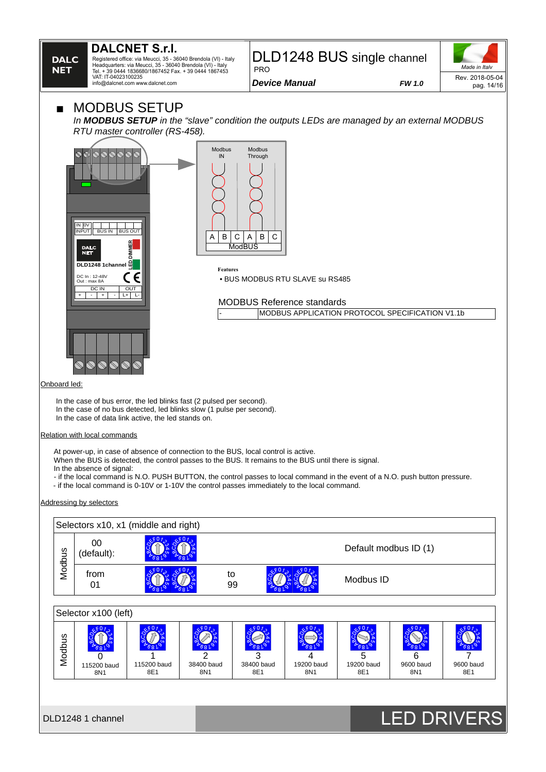## ■ MODBUS SETUP

*In **MODBUS SETUP** in the "slave" condition the outputs LEDs are managed by an external MODBUS RTU master controller (RS-458).*

**Features**

- BUS MODBUS RTU SLAVE su RS485

### MODBUS Reference standards

| - | MODBUS APPLICATION PROTOCOL SPECIFICATION V1.1b |
|---|---|

Onboard led:

In the case of bus error, the led blinks fast (2 pulsed per second).
In the case of no bus detected, led blinks slow (1 pulse per second).
In the case of data link active, the led stands on.

Relation with local commands

At power-up, in case of absence of connection to the BUS, local control is active.
When the BUS is detected, the control passes to the BUS. It remains to the BUS until there is signal.
In the absence of signal:
- if the local command is N.O. PUSH BUTTON, the control passes to local command in the event of a N.O. push button pressure.
- if the local command is 0-10V or 1-10V the control passes immediately to the local command.

Addressing by selectors

| Selectors x10, x1 (middle and right) | | | |
|---|---|---|---|
| Modbus | 00 (default): | | Default modbus ID (1) |
| | from 01 | to 99 | Modbus ID |

| Selector x100 (left) | | | | | | | | |
|---|---|---|---|---|---|---|---|---|
| Modbus | 0<br>115200 baud<br>8N1 | 1<br>115200 baud<br>8E1 | 2<br>38400 baud<br>8N1 | 3<br>38400 baud<br>8E1 | 4<br>19200 baud<br>8N1 | 5<br>19200 baud<br>8E1 | 6<br>9600 baud<br>8N1 | 7<br>9600 baud<br>8E1 |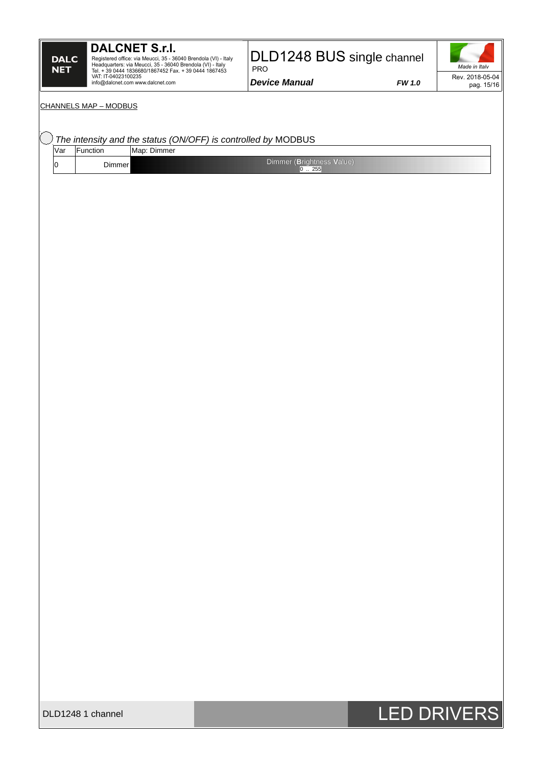CHANNELS MAP – MODBUS

*The intensity and the status (ON/OFF) is controlled by* MODBUS

| Var | Function | Map: Dimmer |
| --- | --- | --- |
| 0 | Dimmer | Dimmer (Brightness Value) 0 .. 255 |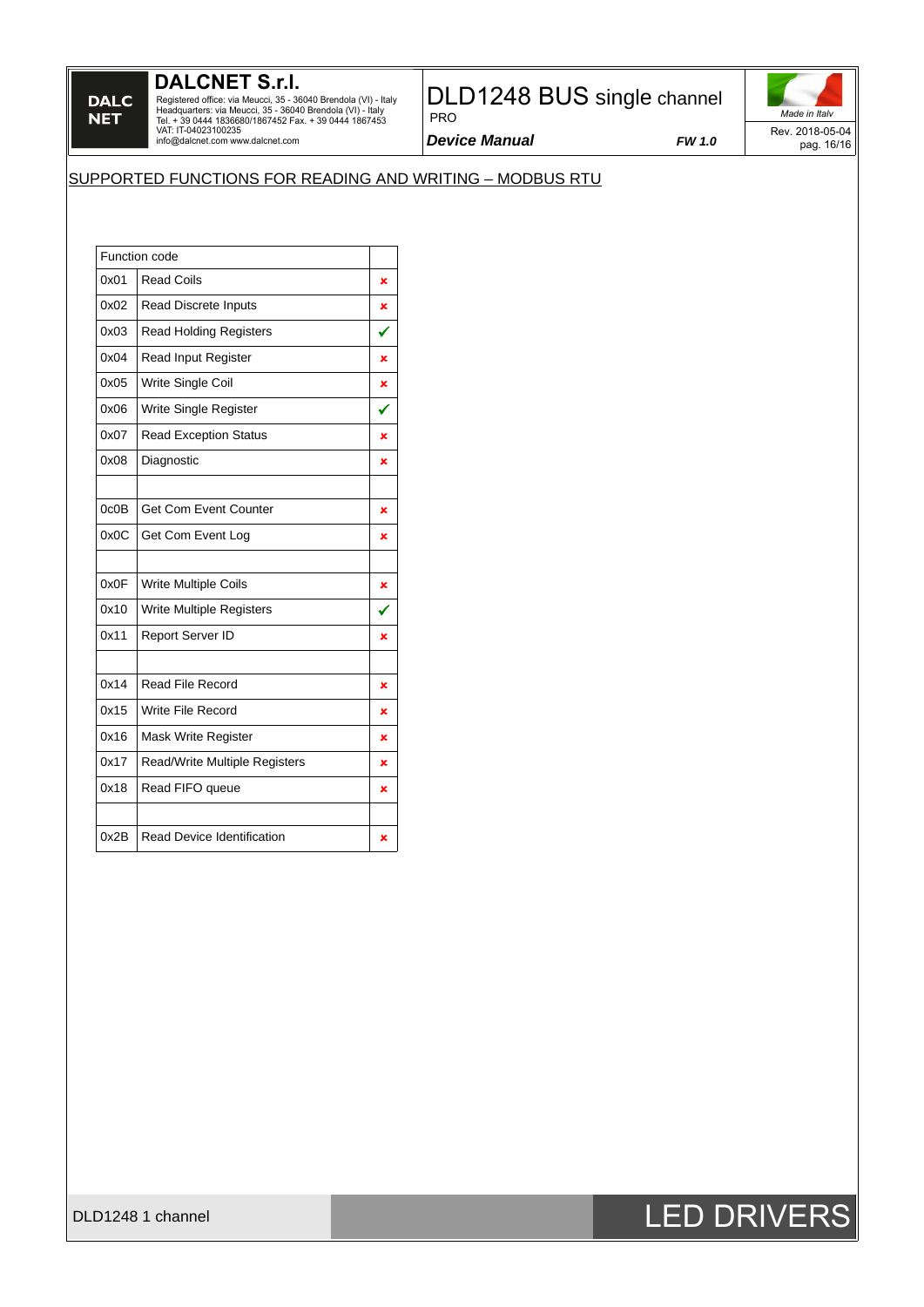## SUPPORTED FUNCTIONS FOR READING AND WRITING – MODBUS RTU

| Function code | | |
|---|---|---|
| 0x01 | Read Coils | ✗ |
| 0x02 | Read Discrete Inputs | ✗ |
| 0x03 | Read Holding Registers | ✓ |
| 0x04 | Read Input Register | ✗ |
| 0x05 | Write Single Coil | ✗ |
| 0x06 | Write Single Register | ✓ |
| 0x07 | Read Exception Status | ✗ |
| 0x08 | Diagnostic | ✗ |
| | | |
| 0c0B | Get Com Event Counter | ✗ |
| 0x0C | Get Com Event Log | ✗ |
| | | |
| 0x0F | Write Multiple Coils | ✗ |
| 0x10 | Write Multiple Registers | ✓ |
| 0x11 | Report Server ID | ✗ |
| | | |
| 0x14 | Read File Record | ✗ |
| 0x15 | Write File Record | ✗ |
| 0x16 | Mask Write Register | ✗ |
| 0x17 | Read/Write Multiple Registers | ✗ |
| 0x18 | Read FIFO queue | ✗ |
| | | |
| 0x2B | Read Device Identification | ✗ |